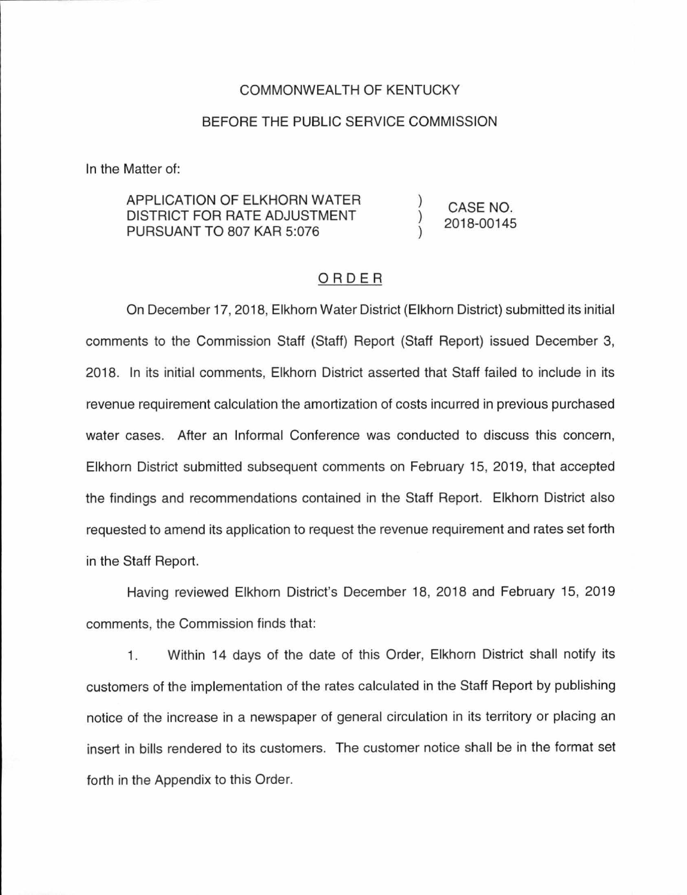COMMONWEALTH OF KENTUCKY

BEFORE THE PUBLIC SERVICE COMMISSION

In the Matter of:

| | | |
|---|---|---|
| APPLICATION OF ELKHORN WATER DISTRICT FOR RATE ADJUSTMENT PURSUANT TO 807 KAR 5:076 | ) ) ) | CASE NO. 2018-00145 |

## ORDER

On December 17, 2018, Elkhorn Water District (Elkhorn District) submitted its initial comments to the Commission Staff (Staff) Report (Staff Report) issued December 3, 2018. In its initial comments, Elkhorn District asserted that Staff failed to include in its revenue requirement calculation the amortization of costs incurred in previous purchased water cases. After an Informal Conference was conducted to discuss this concern, Elkhorn District submitted subsequent comments on February 15, 2019, that accepted the findings and recommendations contained in the Staff Report. Elkhorn District also requested to amend its application to request the revenue requirement and rates set forth in the Staff Report.

Having reviewed Elkhorn District's December 18, 2018 and February 15, 2019 comments, the Commission finds that:

1. Within 14 days of the date of this Order, Elkhorn District shall notify its customers of the implementation of the rates calculated in the Staff Report by publishing notice of the increase in a newspaper of general circulation in its territory or placing an insert in bills rendered to its customers. The customer notice shall be in the format set forth in the Appendix to this Order.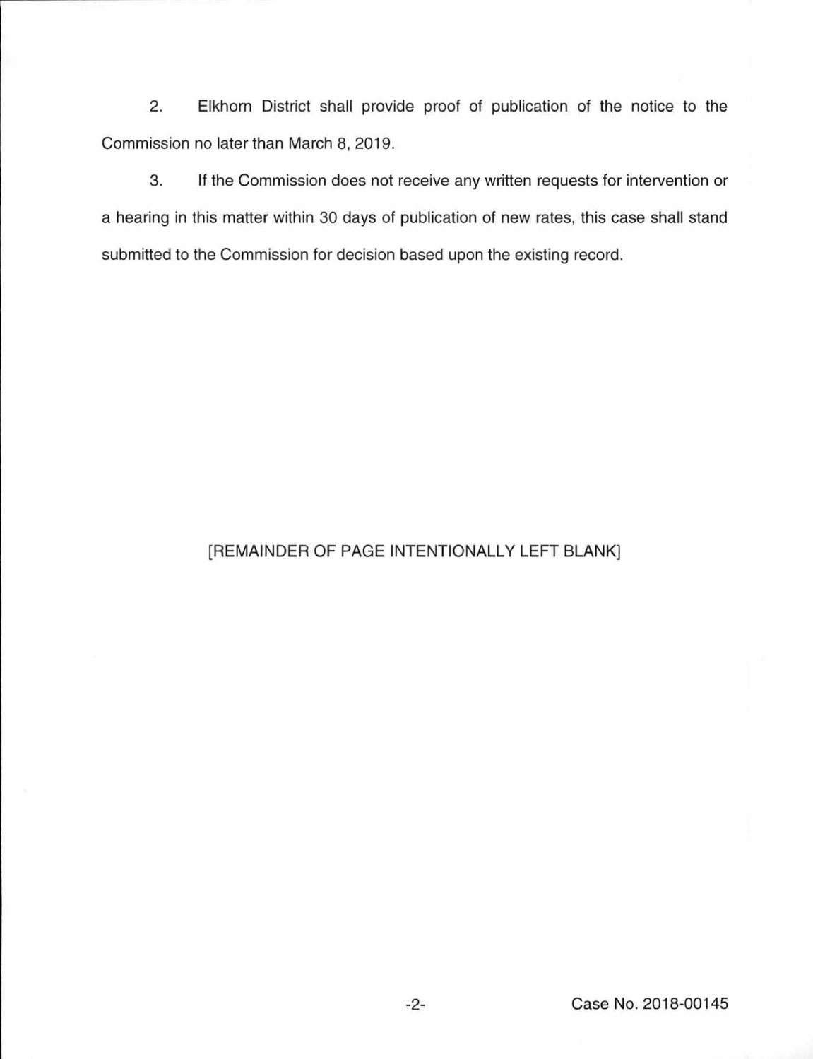2. Elkhorn District shall provide proof of publication of the notice to the Commission no later than March 8, 2019.

3. If the Commission does not receive any written requests for intervention or a hearing in this matter within 30 days of publication of new rates, this case shall stand submitted to the Commission for decision based upon the existing record.

[REMAINDER OF PAGE INTENTIONALLY LEFT BLANK]

Case No. 2018-00145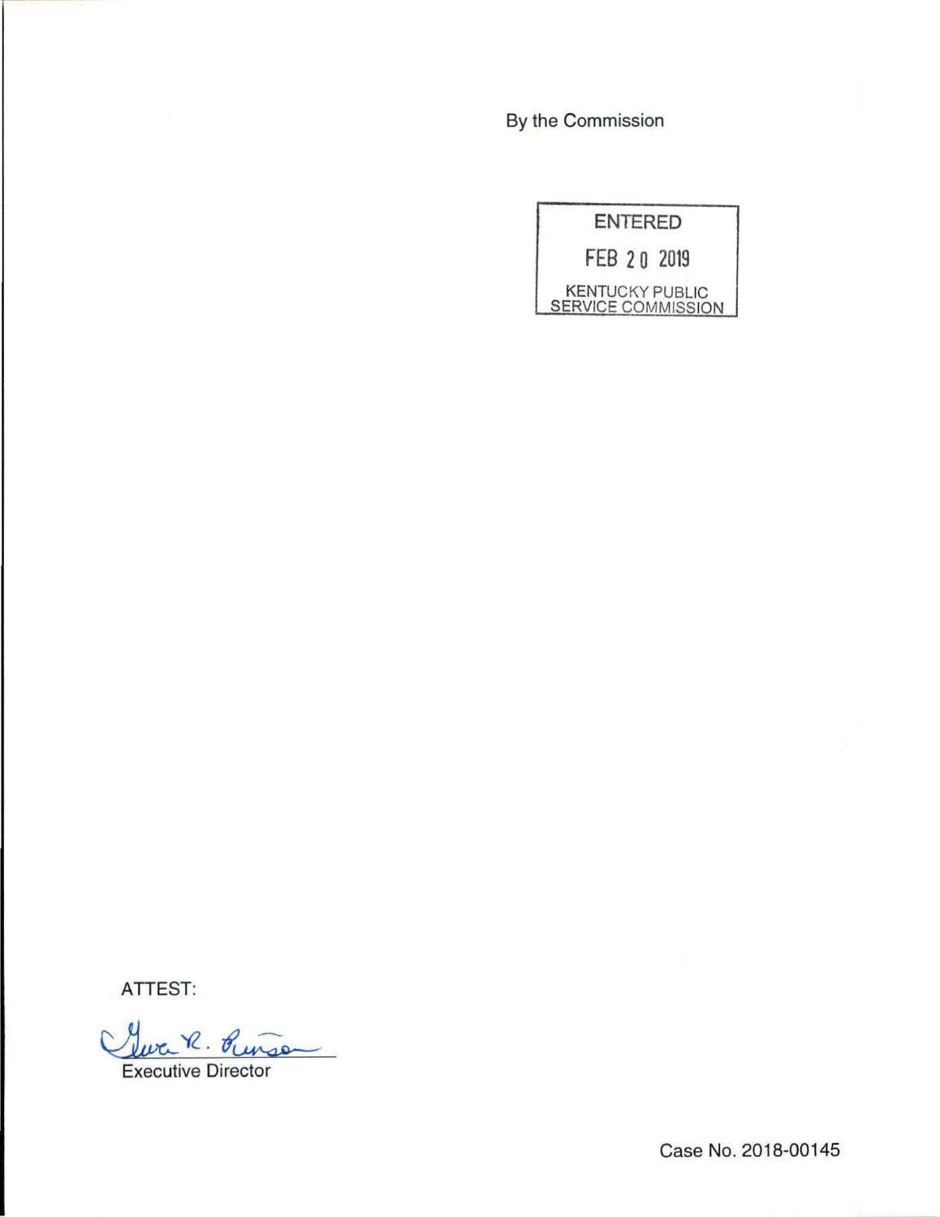By the Commission

ENTERED

FEB 20 2019

KENTUCKY PUBLIC SERVICE COMMISSION

ATTEST:

Executive Director

Case No. 2018-00145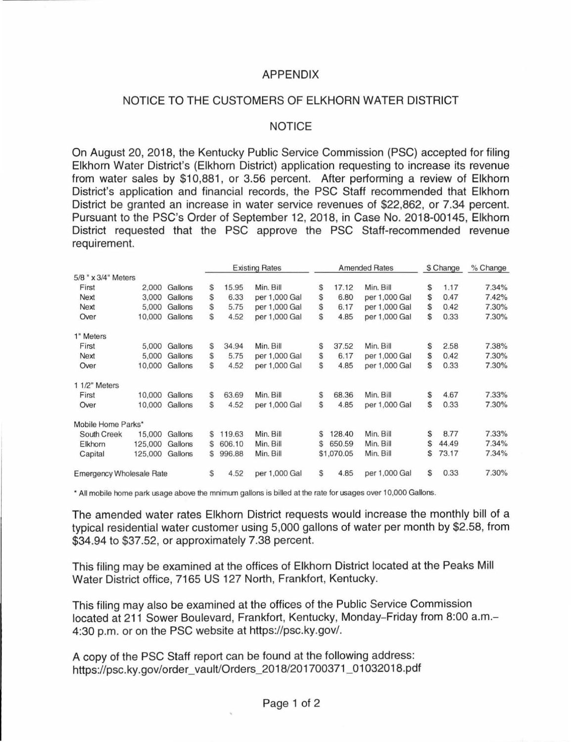# APPENDIX

## NOTICE TO THE CUSTOMERS OF ELKHORN WATER DISTRICT

### NOTICE

On August 20, 2018, the Kentucky Public Service Commission (PSC) accepted for filing Elkhorn Water District's (Elkhorn District) application requesting to increase its revenue from water sales by $10,881, or 3.56 percent. After performing a review of Elkhorn District's application and financial records, the PSC Staff recommended that Elkhorn District be granted an increase in water service revenues of $22,862, or 7.34 percent. Pursuant to the PSC's Order of September 12, 2018, in Case No. 2018-00145, Elkhorn District requested that the PSC approve the PSC Staff-recommended revenue requirement.

| | | | Existing Rates | | Amended Rates | | $ Change | % Change |
|---|---|---|---|---|---|---|---|---|
| **5/8 " x 3/4" Meters** | | | | | | | | |
| First | 2,000 | Gallons | $ 15.95 | Min. Bill | $ 17.12 | Min. Bill | $ 1.17 | 7.34% |
| Next | 3,000 | Gallons | $ 6.33 | per 1,000 Gal | $ 6.80 | per 1,000 Gal | $ 0.47 | 7.42% |
| Next | 5,000 | Gallons | $ 5.75 | per 1,000 Gal | $ 6.17 | per 1,000 Gal | $ 0.42 | 7.30% |
| Over | 10,000 | Gallons | $ 4.52 | per 1,000 Gal | $ 4.85 | per 1,000 Gal | $ 0.33 | 7.30% |
| **1" Meters** | | | | | | | | |
| First | 5,000 | Gallons | $ 34.94 | Min. Bill | $ 37.52 | Min. Bill | $ 2.58 | 7.38% |
| Next | 5,000 | Gallons | $ 5.75 | per 1,000 Gal | $ 6.17 | per 1,000 Gal | $ 0.42 | 7.30% |
| Over | 10,000 | Gallons | $ 4.52 | per 1,000 Gal | $ 4.85 | per 1,000 Gal | $ 0.33 | 7.30% |
| **1 1/2" Meters** | | | | | | | | |
| First | 10,000 | Gallons | $ 63.69 | Min. Bill | $ 68.36 | Min. Bill | $ 4.67 | 7.33% |
| Over | 10,000 | Gallons | $ 4.52 | per 1,000 Gal | $ 4.85 | per 1,000 Gal | $ 0.33 | 7.30% |
| **Mobile Home Parks*** | | | | | | | | |
| South Creek | 15,000 | Gallons | $ 119.63 | Min. Bill | $ 128.40 | Min. Bill | $ 8.77 | 7.33% |
| Elkhorn | 125,000 | Gallons | $ 606.10 | Min. Bill | $ 650.59 | Min. Bill | $ 44.49 | 7.34% |
| Capital | 125,000 | Gallons | $ 996.88 | Min. Bill | $1,070.05 | Min. Bill | $ 73.17 | 7.34% |
| Emergency Wholesale Rate | | | $ 4.52 | per 1,000 Gal | $ 4.85 | per 1,000 Gal | $ 0.33 | 7.30% |

\* All mobile home park usage above the mnimum gallons is billed at the rate for usages over 10,000 Gallons.

The amended water rates Elkhorn District requests would increase the monthly bill of a typical residential water customer using 5,000 gallons of water per month by $2.58, from $34.94 to $37.52, or approximately 7.38 percent.

This filing may be examined at the offices of Elkhorn District located at the Peaks Mill Water District office, 7165 US 127 North, Frankfort, Kentucky.

This filing may also be examined at the offices of the Public Service Commission located at 211 Sower Boulevard, Frankfort, Kentucky, Monday–Friday from 8:00 a.m.–4:30 p.m. or on the PSC website at https://psc.ky.gov/.

A copy of the PSC Staff report can be found at the following address: https://psc.ky.gov/order_vault/Orders_2018/201700371_01032018.pdf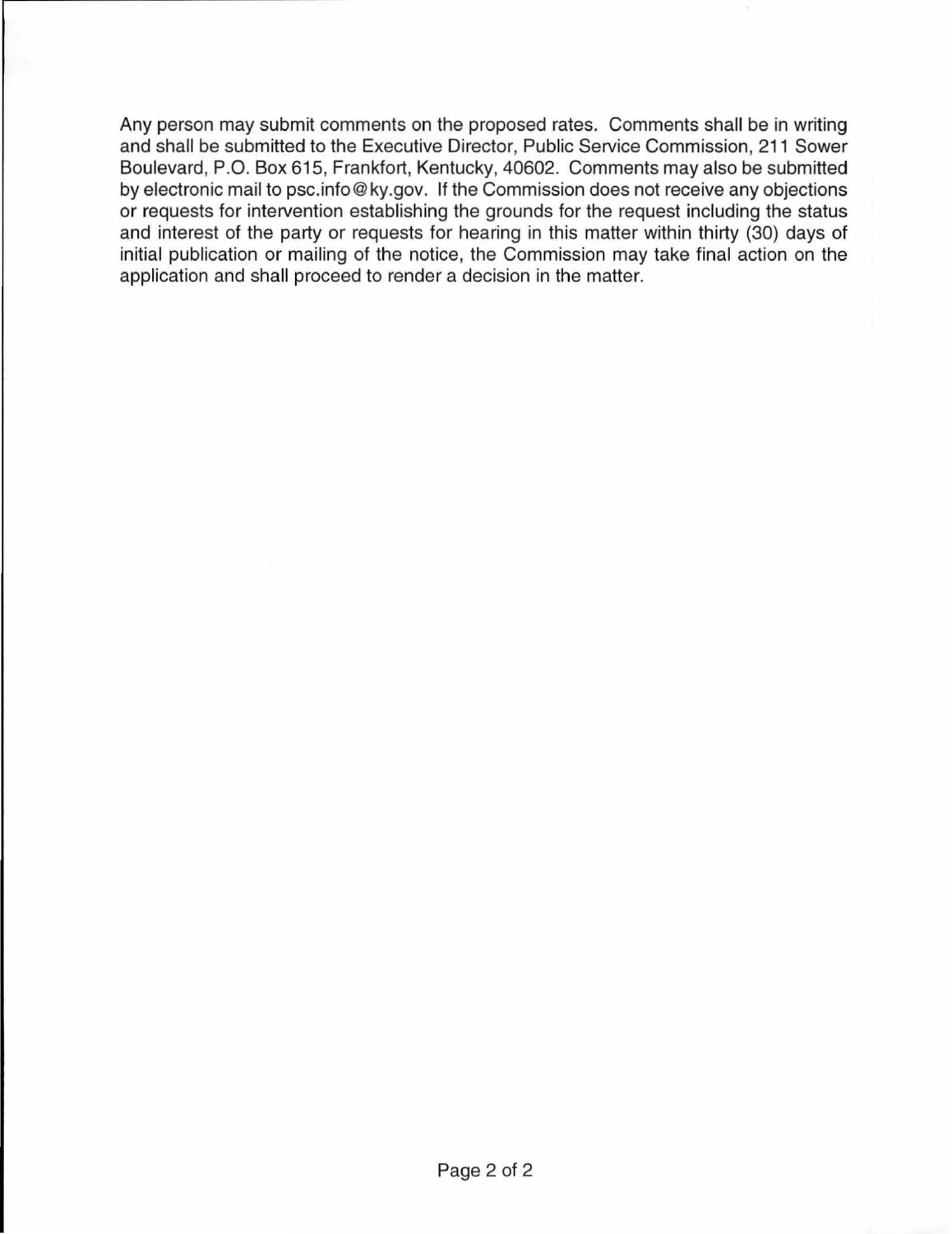Any person may submit comments on the proposed rates. Comments shall be in writing and shall be submitted to the Executive Director, Public Service Commission, 211 Sower Boulevard, P.O. Box 615, Frankfort, Kentucky, 40602. Comments may also be submitted by electronic mail to psc.info@ky.gov. If the Commission does not receive any objections or requests for intervention establishing the grounds for the request including the status and interest of the party or requests for hearing in this matter within thirty (30) days of initial publication or mailing of the notice, the Commission may take final action on the application and shall proceed to render a decision in the matter.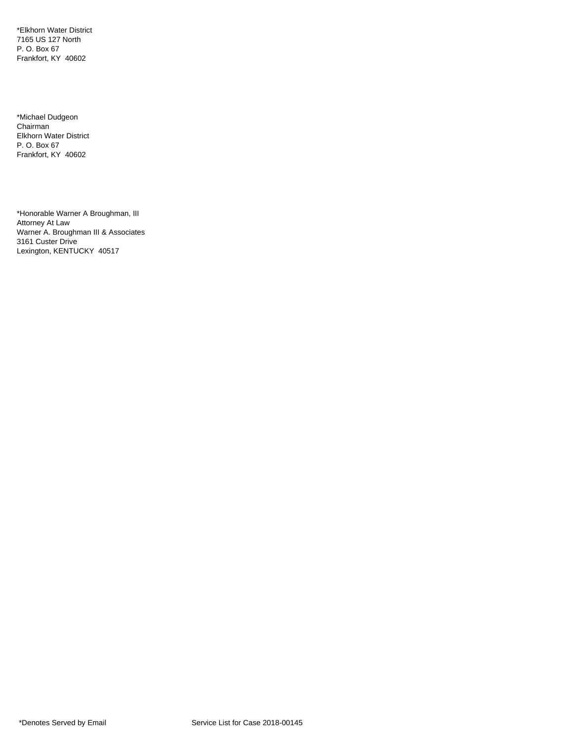*Elkhorn Water District
7165 US 127 North
P. O. Box 67
Frankfort, KY  40602

*Michael Dudgeon
Chairman
Elkhorn Water District
P. O. Box 67
Frankfort, KY  40602

*Honorable Warner A Broughman, III
Attorney At Law
Warner A. Broughman III & Associates
3161 Custer Drive
Lexington, KENTUCKY  40517

*Denotes Served by Email

Service List for Case 2018-00145